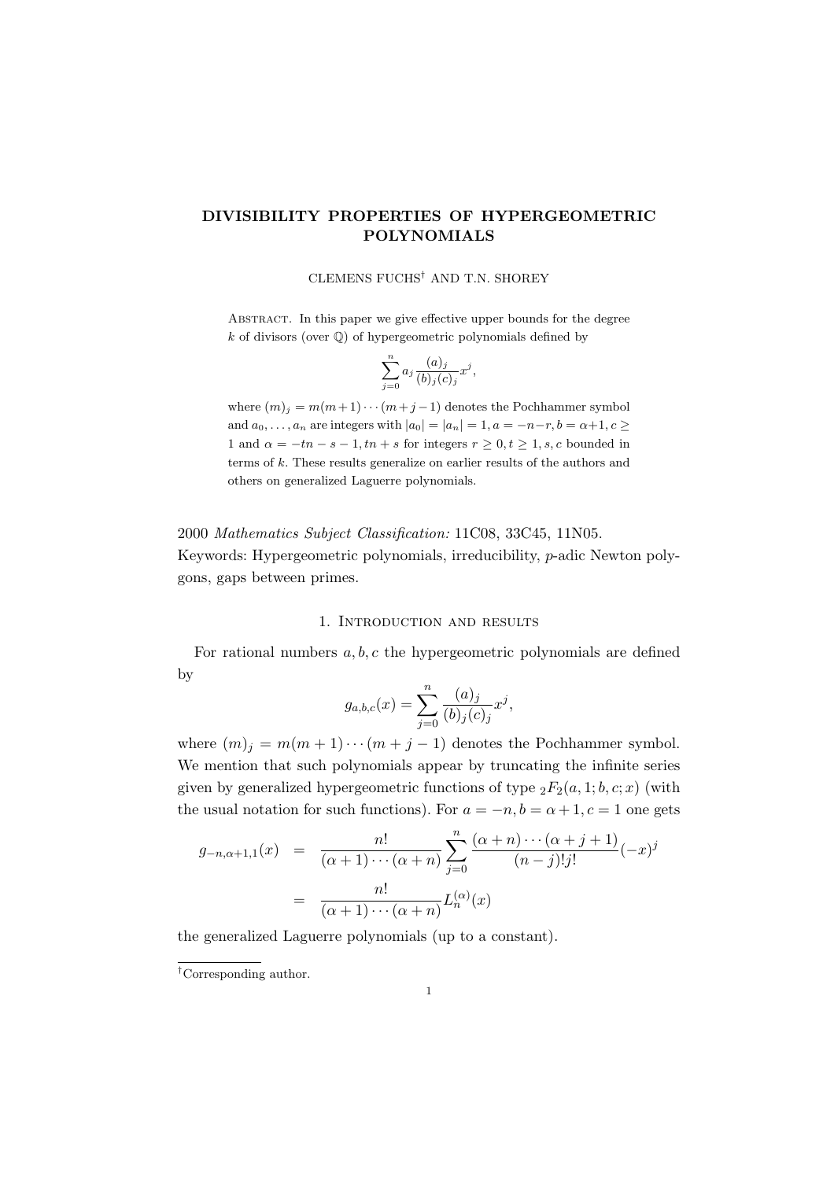# DIVISIBILITY PROPERTIES OF HYPERGEOMETRIC POLYNOMIALS

CLEMENS FUCHS[†] AND T.N. SHOREY

Abstract. In this paper we give effective upper bounds for the degree $k$ of divisors (over $\mathbb{Q}$) of hypergeometric polynomials defined by

$$\sum_{j=0}^{n} a_j \frac{(a)_j}{(b)_j(c)_j} x^j,$$

where $(m)_j = m(m+1)\cdots(m+j-1)$ denotes the Pochhammer symbol and $a_0, \ldots, a_n$ are integers with $|a_0| = |a_n| = 1, a = -n-r, b = \alpha+1, c \geq 1$ and $\alpha = -tn - s - 1, tn + s$ for integers $r \geq 0, t \geq 1, s, c$ bounded in terms of $k$. These results generalize on earlier results of the authors and others on generalized Laguerre polynomials.

2000 *Mathematics Subject Classification:* 11C08, 33C45, 11N05.
Keywords: Hypergeometric polynomials, irreducibility, $p$-adic Newton polygons, gaps between primes.

## 1. Introduction and results

For rational numbers $a, b, c$ the hypergeometric polynomials are defined by

$$g_{a,b,c}(x) = \sum_{j=0}^{n} \frac{(a)_j}{(b)_j(c)_j} x^j,$$

where $(m)_j = m(m+1)\cdots(m+j-1)$ denotes the Pochhammer symbol. We mention that such polynomials appear by truncating the infinite series given by generalized hypergeometric functions of type ${}_2F_2(a, 1; b, c; x)$ (with the usual notation for such functions). For $a = -n, b = \alpha+1, c = 1$ one gets

$$\begin{aligned} g_{-n,\alpha+1,1}(x) &= \frac{n!}{(\alpha+1)\cdots(\alpha+n)} \sum_{j=0}^{n} \frac{(\alpha+n)\cdots(\alpha+j+1)}{(n-j)!j!}(-x)^j \\ &= \frac{n!}{(\alpha+1)\cdots(\alpha+n)} L_n^{(\alpha)}(x) \end{aligned}$$

the generalized Laguerre polynomials (up to a constant).

[†]Corresponding author.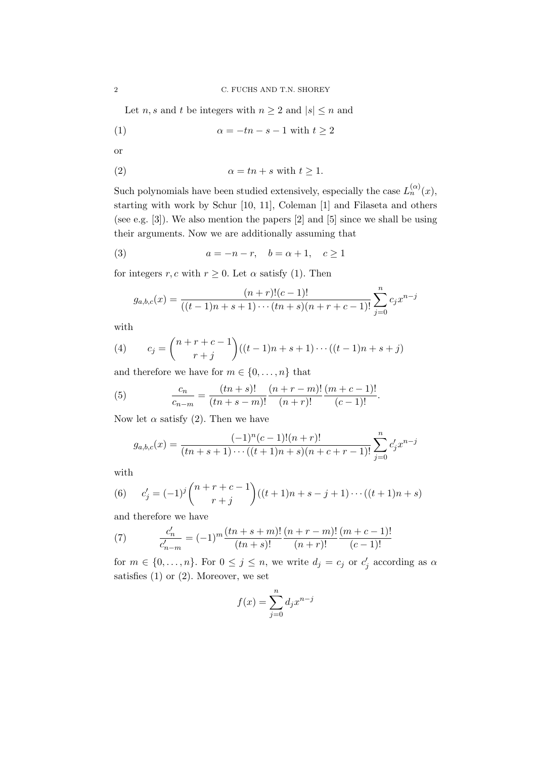Let $n, s$ and $t$ be integers with $n \geq 2$ and $|s| \leq n$ and

$$\alpha = -tn - s - 1 \text{ with } t \geq 2 \tag{1}$$

or

$$\alpha = tn + s \text{ with } t \geq 1. \tag{2}$$

Such polynomials have been studied extensively, especially the case $L_n^{(\alpha)}(x)$, starting with work by Schur [10, 11], Coleman [1] and Filaseta and others (see e.g. [3]). We also mention the papers [2] and [5] since we shall be using their arguments. Now we are additionally assuming that

$$a = -n - r, \quad b = \alpha + 1, \quad c \geq 1 \tag{3}$$

for integers $r, c$ with $r \geq 0$. Let $\alpha$ satisfy (1). Then

$$g_{a,b,c}(x) = \frac{(n+r)!(c-1)!}{((t-1)n+s+1)\cdots(tn+s)(n+r+c-1)!}\sum_{j=0}^{n} c_j x^{n-j}$$

with

$$c_j = \binom{n+r+c-1}{r+j}((t-1)n+s+1)\cdots((t-1)n+s+j) \tag{4}$$

and therefore we have for $m \in \{0, \ldots, n\}$ that

$$\frac{c_n}{c_{n-m}} = \frac{(tn+s)!}{(tn+s-m)!}\frac{(n+r-m)!}{(n+r)!}\frac{(m+c-1)!}{(c-1)!}. \tag{5}$$

Now let $\alpha$ satisfy (2). Then we have

$$g_{a,b,c}(x) = \frac{(-1)^n(c-1)!(n+r)!}{(tn+s+1)\cdots((t+1)n+s)(n+c+r-1)!}\sum_{j=0}^{n} c'_j x^{n-j}$$

with

$$c'_j = (-1)^j\binom{n+r+c-1}{r+j}((t+1)n+s-j+1)\cdots((t+1)n+s) \tag{6}$$

and therefore we have

$$\frac{c'_n}{c'_{n-m}} = (-1)^m\frac{(tn+s+m)!}{(tn+s)!}\frac{(n+r-m)!}{(n+r)!}\frac{(m+c-1)!}{(c-1)!} \tag{7}$$

for $m \in \{0, \ldots, n\}$. For $0 \leq j \leq n$, we write $d_j = c_j$ or $c'_j$ according as $\alpha$ satisfies (1) or (2). Moreover, we set

$$f(x) = \sum_{j=0}^{n} d_j x^{n-j}$$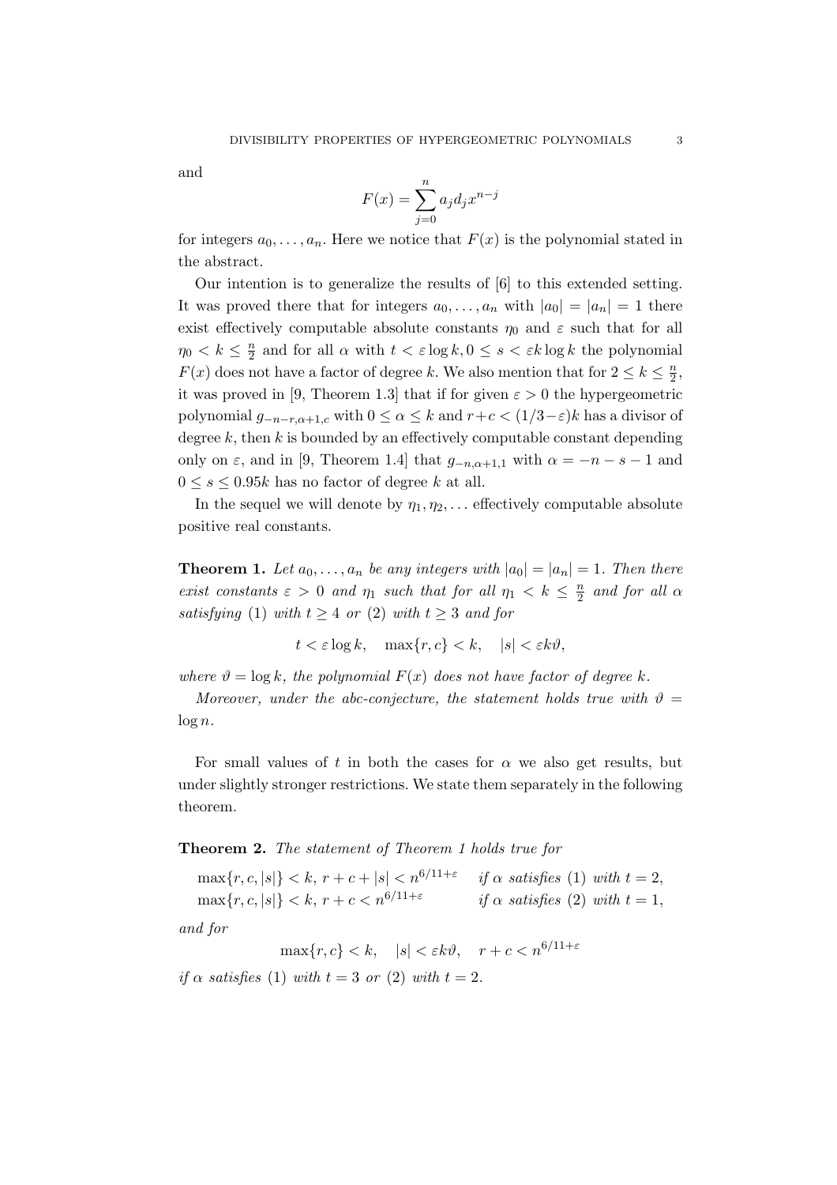and

$$F(x) = \sum_{j=0}^{n} a_j d_j x^{n-j}$$

for integers $a_0, \ldots, a_n$. Here we notice that $F(x)$ is the polynomial stated in the abstract.

Our intention is to generalize the results of [6] to this extended setting. It was proved there that for integers $a_0, \ldots, a_n$ with $|a_0| = |a_n| = 1$ there exist effectively computable absolute constants $\eta_0$ and $\varepsilon$ such that for all $\eta_0 < k \leq \frac{n}{2}$ and for all $\alpha$ with $t < \varepsilon \log k, 0 \leq s < \varepsilon k \log k$ the polynomial $F(x)$ does not have a factor of degree $k$. We also mention that for $2 \leq k \leq \frac{n}{2}$, it was proved in [9, Theorem 1.3] that if for given $\varepsilon > 0$ the hypergeometric polynomial $g_{-n-r,\alpha+1,c}$ with $0 \leq \alpha \leq k$ and $r+c < (1/3-\varepsilon)k$ has a divisor of degree $k$, then $k$ is bounded by an effectively computable constant depending only on $\varepsilon$, and in [9, Theorem 1.4] that $g_{-n,\alpha+1,1}$ with $\alpha = -n-s-1$ and $0 \leq s \leq 0.95k$ has no factor of degree $k$ at all.

In the sequel we will denote by $\eta_1, \eta_2, \ldots$ effectively computable absolute positive real constants.

**Theorem 1.** *Let $a_0, \ldots, a_n$ be any integers with $|a_0| = |a_n| = 1$. Then there exist constants $\varepsilon > 0$ and $\eta_1$ such that for all $\eta_1 < k \leq \frac{n}{2}$ and for all $\alpha$ satisfying* (1) *with $t \geq 4$ or* (2) *with $t \geq 3$ and for*

$$t < \varepsilon \log k, \quad \max\{r, c\} < k, \quad |s| < \varepsilon k \vartheta,$$

*where $\vartheta = \log k$, the polynomial $F(x)$ does not have factor of degree $k$.*

*Moreover, under the abc-conjecture, the statement holds true with $\vartheta = \log n$.*

For small values of $t$ in both the cases for $\alpha$ we also get results, but under slightly stronger restrictions. We state them separately in the following theorem.

**Theorem 2.** *The statement of Theorem 1 holds true for*

$$\begin{aligned} &\max\{r, c, |s|\} < k,\ r + c + |s| < n^{6/11+\varepsilon} && \text{if } \alpha \text{ satisfies (1) with } t = 2, \\ &\max\{r, c, |s|\} < k,\ r + c < n^{6/11+\varepsilon} && \text{if } \alpha \text{ satisfies (2) with } t = 1, \end{aligned}$$

*and for*

$$\max\{r, c\} < k, \quad |s| < \varepsilon k \vartheta, \quad r + c < n^{6/11+\varepsilon}$$

*if $\alpha$ satisfies* (1) *with $t = 3$ or* (2) *with $t = 2$.*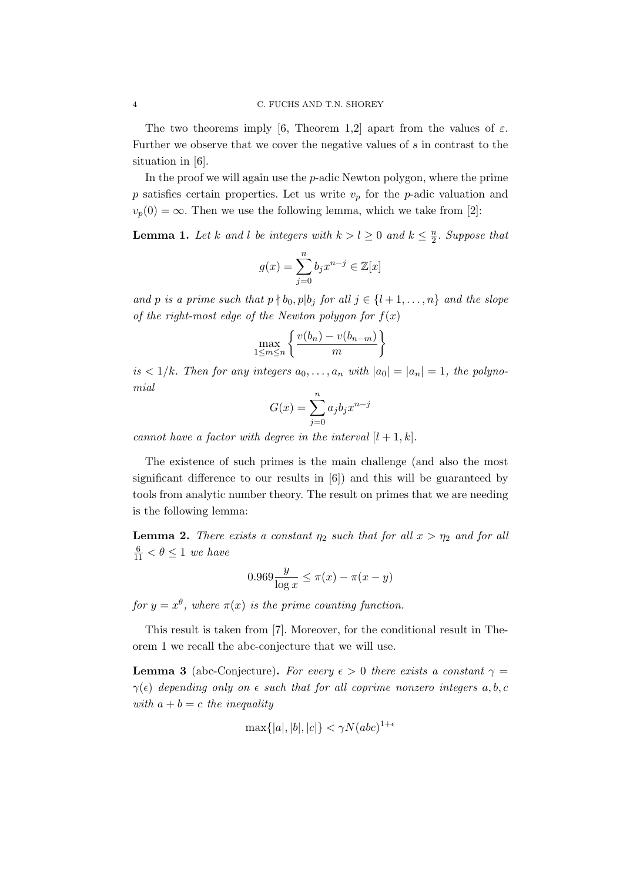The two theorems imply [6, Theorem 1,2] apart from the values of $\varepsilon$. Further we observe that we cover the negative values of $s$ in contrast to the situation in [6].

In the proof we will again use the $p$-adic Newton polygon, where the prime $p$ satisfies certain properties. Let us write $v_p$ for the $p$-adic valuation and $v_p(0) = \infty$. Then we use the following lemma, which we take from [2]:

**Lemma 1.** *Let $k$ and $l$ be integers with $k > l \geq 0$ and $k \leq \frac{n}{2}$. Suppose that*

$$g(x) = \sum_{j=0}^{n} b_j x^{n-j} \in \mathbb{Z}[x]$$

*and $p$ is a prime such that $p \nmid b_0, p | b_j$ for all $j \in \{l+1, \ldots, n\}$ and the slope of the right-most edge of the Newton polygon for $f(x)$*

$$\max_{1 \leq m \leq n} \left\{ \frac{v(b_n) - v(b_{n-m})}{m} \right\}$$

*is $< 1/k$. Then for any integers $a_0, \ldots, a_n$ with $|a_0| = |a_n| = 1$, the polynomial*

$$G(x) = \sum_{j=0}^{n} a_j b_j x^{n-j}$$

*cannot have a factor with degree in the interval $[l+1, k]$.*

The existence of such primes is the main challenge (and also the most significant difference to our results in [6]) and this will be guaranteed by tools from analytic number theory. The result on primes that we are needing is the following lemma:

**Lemma 2.** *There exists a constant $\eta_2$ such that for all $x > \eta_2$ and for all $\frac{6}{11} < \theta \leq 1$ we have*

$$0.969 \frac{y}{\log x} \leq \pi(x) - \pi(x - y)$$

*for $y = x^\theta$, where $\pi(x)$ is the prime counting function.*

This result is taken from [7]. Moreover, for the conditional result in Theorem 1 we recall the abc-conjecture that we will use.

**Lemma 3** (abc-Conjecture)**.** *For every $\epsilon > 0$ there exists a constant $\gamma = \gamma(\epsilon)$ depending only on $\epsilon$ such that for all coprime nonzero integers $a, b, c$ with $a + b = c$ the inequality*

$$\max\{|a|, |b|, |c|\} < \gamma N(abc)^{1+\epsilon}$$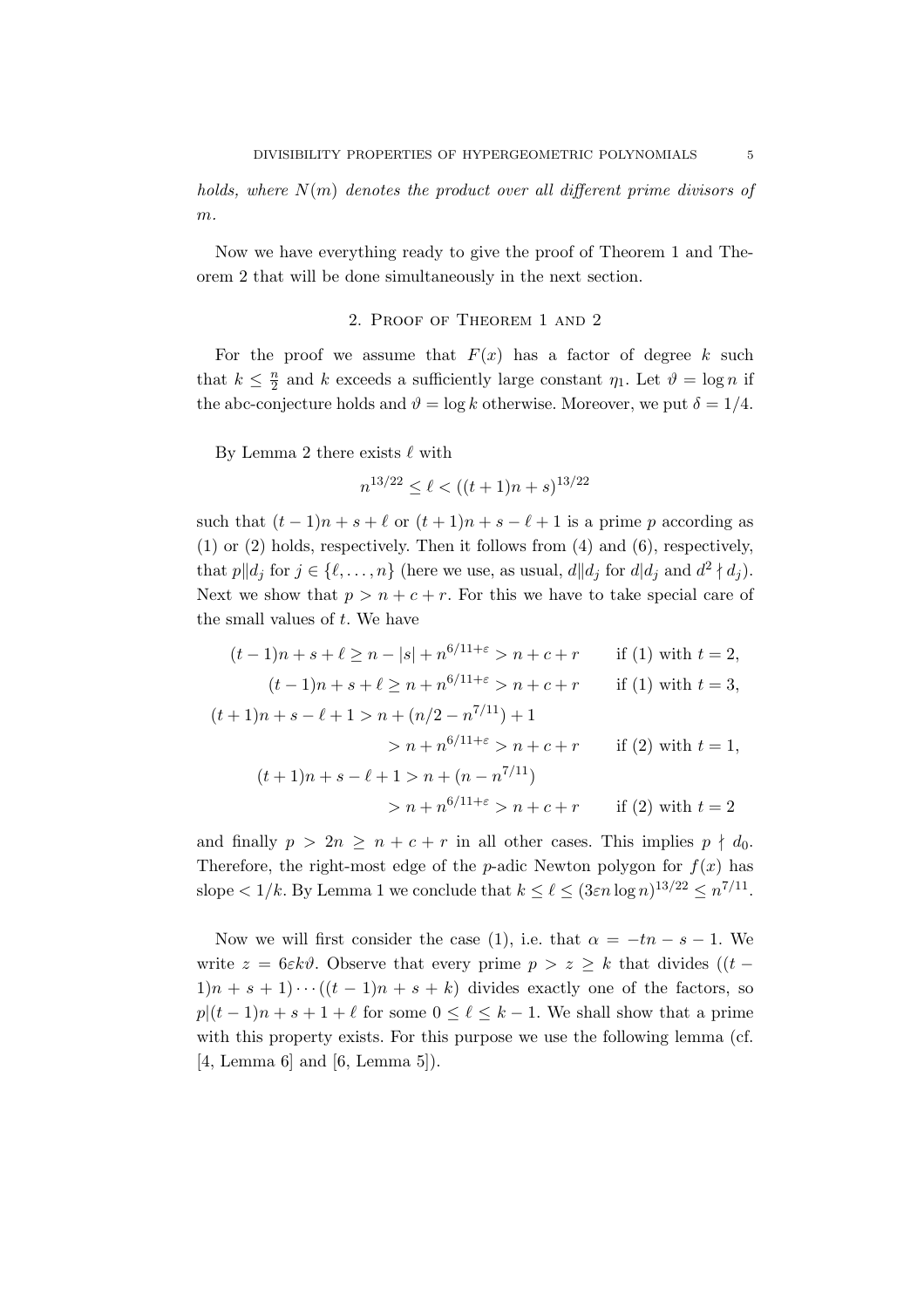*holds, where $N(m)$ denotes the product over all different prime divisors of $m$.*

Now we have everything ready to give the proof of Theorem 1 and Theorem 2 that will be done simultaneously in the next section.

## 2. Proof of Theorem 1 and 2

For the proof we assume that $F(x)$ has a factor of degree $k$ such that $k \leq \frac{n}{2}$ and $k$ exceeds a sufficiently large constant $\eta_1$. Let $\vartheta = \log n$ if the abc-conjecture holds and $\vartheta = \log k$ otherwise. Moreover, we put $\delta = 1/4$.

By Lemma 2 there exists $\ell$ with

$$n^{13/22} \leq \ell < ((t+1)n + s)^{13/22}$$

such that $(t-1)n + s + \ell$ or $(t+1)n + s - \ell + 1$ is a prime $p$ according as (1) or (2) holds, respectively. Then it follows from (4) and (6), respectively, that $p \| d_j$ for $j \in \{\ell, \dots, n\}$ (here we use, as usual, $d \| d_j$ for $d | d_j$ and $d^2 \nmid d_j$). Next we show that $p > n + c + r$. For this we have to take special care of the small values of $t$. We have

$$\begin{aligned}
(t-1)n + s + \ell &\geq n - |s| + n^{6/11+\varepsilon} > n + c + r && \text{if (1) with } t = 2,\\
(t-1)n + s + \ell &\geq n + n^{6/11+\varepsilon} > n + c + r && \text{if (1) with } t = 3,\\
(t+1)n + s - \ell + 1 &> n + (n/2 - n^{7/11}) + 1 &&\\
&> n + n^{6/11+\varepsilon} > n + c + r && \text{if (2) with } t = 1,\\
(t+1)n + s - \ell + 1 &> n + (n - n^{7/11}) &&\\
&> n + n^{6/11+\varepsilon} > n + c + r && \text{if (2) with } t = 2
\end{aligned}$$

and finally $p > 2n \geq n + c + r$ in all other cases. This implies $p \nmid d_0$. Therefore, the right-most edge of the $p$-adic Newton polygon for $f(x)$ has slope $< 1/k$. By Lemma 1 we conclude that $k \leq \ell \leq (3\varepsilon n \log n)^{13/22} \leq n^{7/11}$.

Now we will first consider the case (1), i.e. that $\alpha = -tn - s - 1$. We write $z = 6\varepsilon k \vartheta$. Observe that every prime $p > z \geq k$ that divides $((t-1)n + s + 1) \cdots ((t-1)n + s + k)$ divides exactly one of the factors, so $p | (t-1)n + s + 1 + \ell$ for some $0 \leq \ell \leq k - 1$. We shall show that a prime with this property exists. For this purpose we use the following lemma (cf. [4, Lemma 6] and [6, Lemma 5]).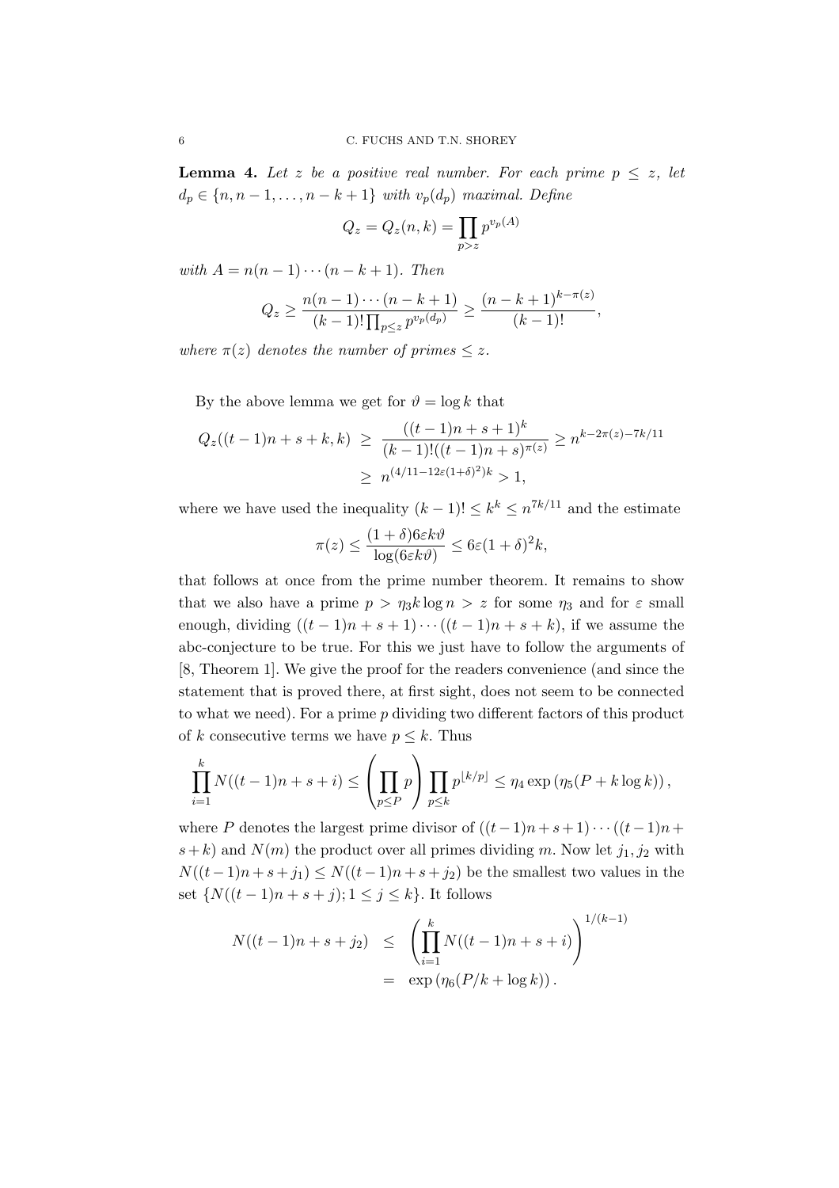**Lemma 4.** *Let $z$ be a positive real number. For each prime $p \leq z$, let $d_p \in \{n, n-1, \ldots, n-k+1\}$ with $v_p(d_p)$ maximal. Define*

$$Q_z = Q_z(n,k) = \prod_{p>z} p^{v_p(A)}$$

*with $A = n(n-1)\cdots(n-k+1)$. Then*

$$Q_z \geq \frac{n(n-1)\cdots(n-k+1)}{(k-1)!\prod_{p\leq z} p^{v_p(d_p)}} \geq \frac{(n-k+1)^{k-\pi(z)}}{(k-1)!},$$

*where $\pi(z)$ denotes the number of primes $\leq z$.*

By the above lemma we get for $\vartheta = \log k$ that

$$\begin{aligned} Q_z((t-1)n+s+k, k) &\geq \frac{((t-1)n+s+1)^k}{(k-1)!((t-1)n+s)^{\pi(z)}} \geq n^{k-2\pi(z)-7k/11} \\ &\geq n^{(4/11-12\varepsilon(1+\delta)^2)k} > 1, \end{aligned}$$

where we have used the inequality $(k-1)! \leq k^k \leq n^{7k/11}$ and the estimate

$$\pi(z) \leq \frac{(1+\delta)6\varepsilon k\vartheta}{\log(6\varepsilon k\vartheta)} \leq 6\varepsilon(1+\delta)^2 k,$$

that follows at once from the prime number theorem. It remains to show that we also have a prime $p > \eta_3 k \log n > z$ for some $\eta_3$ and for $\varepsilon$ small enough, dividing $((t-1)n+s+1)\cdots((t-1)n+s+k)$, if we assume the abc-conjecture to be true. For this we just have to follow the arguments of [8, Theorem 1]. We give the proof for the readers convenience (and since the statement that is proved there, at first sight, does not seem to be connected to what we need). For a prime $p$ dividing two different factors of this product of $k$ consecutive terms we have $p \leq k$. Thus

$$\prod_{i=1}^{k} N((t-1)n+s+i) \leq \left(\prod_{p\leq P} p\right) \prod_{p\leq k} p^{\lfloor k/p \rfloor} \leq \eta_4 \exp\left(\eta_5(P + k\log k)\right),$$

where $P$ denotes the largest prime divisor of $((t-1)n+s+1)\cdots((t-1)n+s+k)$ and $N(m)$ the product over all primes dividing $m$. Now let $j_1, j_2$ with $N((t-1)n+s+j_1) \leq N((t-1)n+s+j_2)$ be the smallest two values in the set $\{N((t-1)n+s+j); 1 \leq j \leq k\}$. It follows

$$\begin{aligned} N((t-1)n+s+j_2) &\leq \left(\prod_{i=1}^{k} N((t-1)n+s+i)\right)^{1/(k-1)} \\ &= \exp\left(\eta_6(P/k + \log k)\right). \end{aligned}$$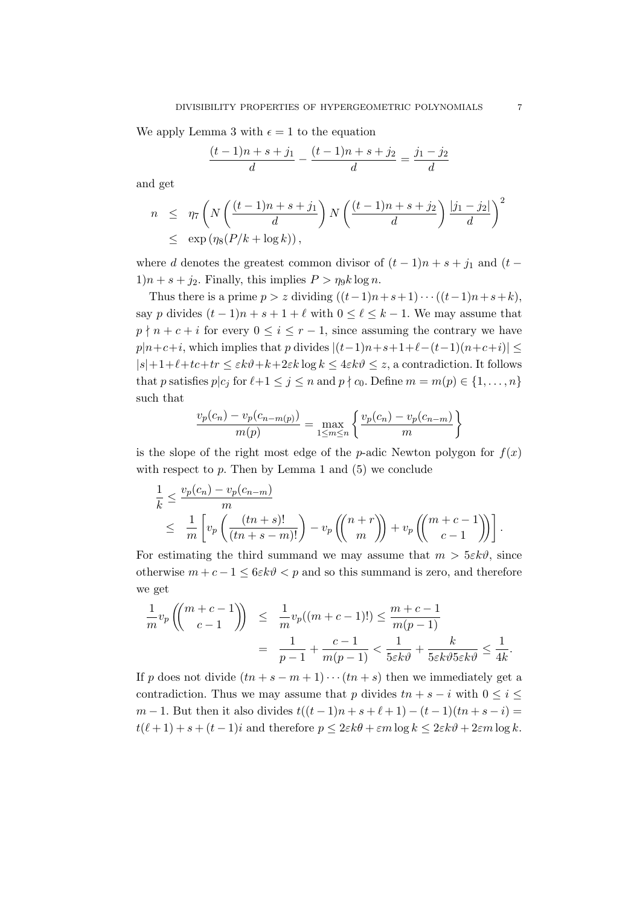We apply Lemma 3 with $\epsilon = 1$ to the equation

$$\frac{(t-1)n+s+j_1}{d} - \frac{(t-1)n+s+j_2}{d} = \frac{j_1 - j_2}{d}$$

and get

$$\begin{aligned} n &\leq \eta_7 \left( N\left(\frac{(t-1)n+s+j_1}{d}\right) N\left(\frac{(t-1)n+s+j_2}{d}\right) \frac{|j_1-j_2|}{d} \right)^2 \\ &\leq \exp\left(\eta_8 (P/k + \log k)\right), \end{aligned}$$

where $d$ denotes the greatest common divisor of $(t-1)n+s+j_1$ and $(t-1)n+s+j_2$. Finally, this implies $P > \eta_9 k \log n$.

Thus there is a prime $p > z$ dividing $((t-1)n+s+1)\cdots((t-1)n+s+k)$, say $p$ divides $(t-1)n+s+1+\ell$ with $0 \leq \ell \leq k-1$. We may assume that $p \nmid n+c+i$ for every $0 \leq i \leq r-1$, since assuming the contrary we have $p | n+c+i$, which implies that $p$ divides $|(t-1)n+s+1+\ell-(t-1)(n+c+i)| \leq |s|+1+\ell+tc+tr \leq \varepsilon k \vartheta + k + 2\varepsilon k \log k \leq 4\varepsilon k \vartheta \leq z$, a contradiction. It follows that $p$ satisfies $p | c_j$ for $\ell+1 \leq j \leq n$ and $p \nmid c_0$. Define $m = m(p) \in \{1, \ldots, n\}$ such that

$$\frac{v_p(c_n) - v_p(c_{n-m(p)})}{m(p)} = \max_{1 \leq m \leq n} \left\{ \frac{v_p(c_n) - v_p(c_{n-m})}{m} \right\}$$

is the slope of the right most edge of the $p$-adic Newton polygon for $f(x)$ with respect to $p$. Then by Lemma 1 and (5) we conclude

$$\begin{aligned} \frac{1}{k} &\leq \frac{v_p(c_n) - v_p(c_{n-m})}{m} \\ &\leq \frac{1}{m}\left[ v_p\left(\frac{(tn+s)!}{(tn+s-m)!}\right) - v_p\left(\binom{n+r}{m}\right) + v_p\left(\binom{m+c-1}{c-1}\right)\right]. \end{aligned}$$

For estimating the third summand we may assume that $m > 5\varepsilon k \vartheta$, since otherwise $m + c - 1 \leq 6\varepsilon k \vartheta < p$ and so this summand is zero, and therefore we get

$$\begin{aligned} \frac{1}{m} v_p\left(\binom{m+c-1}{c-1}\right) &\leq \frac{1}{m} v_p((m+c-1)!) \leq \frac{m+c-1}{m(p-1)} \\ &= \frac{1}{p-1} + \frac{c-1}{m(p-1)} < \frac{1}{5\varepsilon k \vartheta} + \frac{k}{5\varepsilon k \vartheta 5 \varepsilon k \vartheta} \leq \frac{1}{4k}. \end{aligned}$$

If $p$ does not divide $(tn+s-m+1)\cdots(tn+s)$ then we immediately get a contradiction. Thus we may assume that $p$ divides $tn+s-i$ with $0 \leq i \leq m-1$. But then it also divides $t((t-1)n+s+\ell+1)-(t-1)(tn+s-i) = t(\ell+1)+s+(t-1)i$ and therefore $p \leq 2\varepsilon k \theta + \varepsilon m \log k \leq 2\varepsilon k \vartheta + 2\varepsilon m \log k$.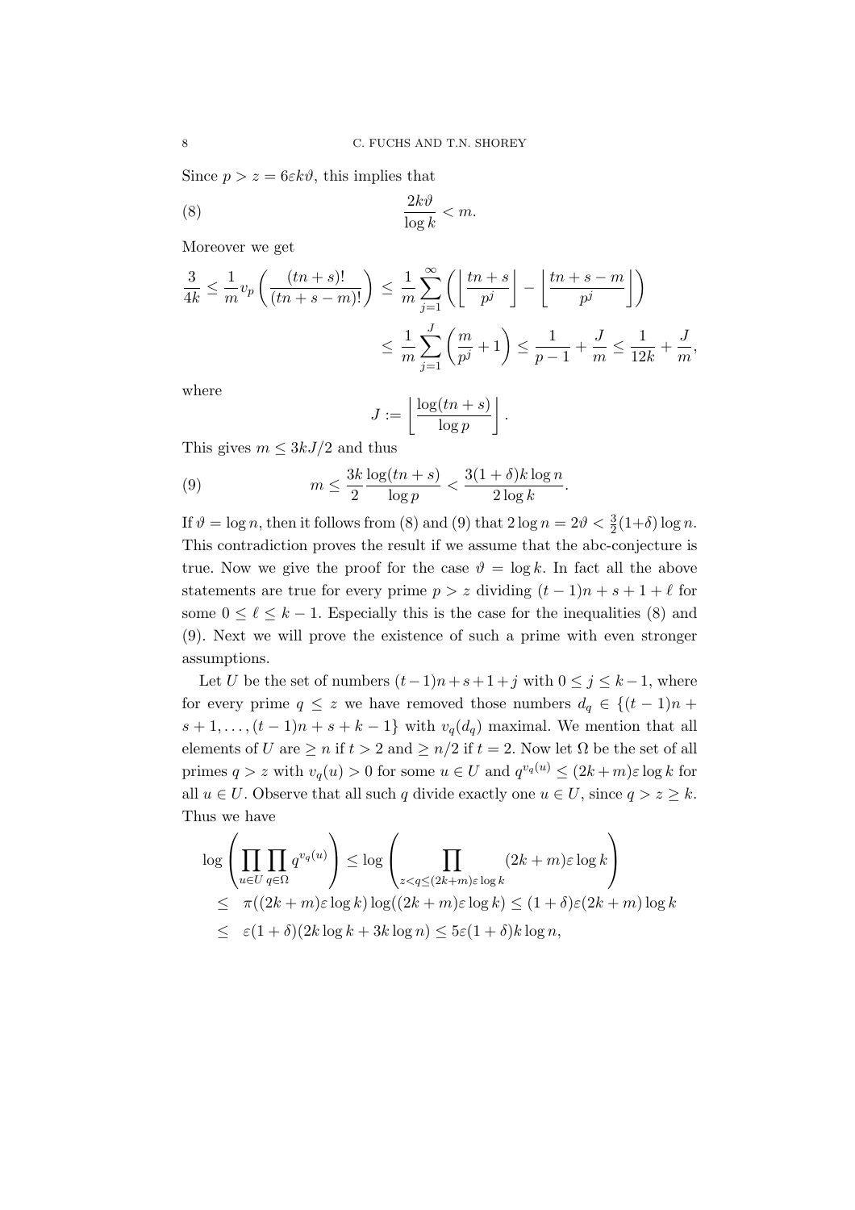Since $p > z = 6\varepsilon k\vartheta$, this implies that

$$\frac{2k\vartheta}{\log k} < m. \tag{8}$$

Moreover we get

$$\begin{aligned}
\frac{3}{4k} \leq \frac{1}{m} v_p\left(\frac{(tn+s)!}{(tn+s-m)!}\right) &\leq \frac{1}{m}\sum_{j=1}^{\infty}\left(\left\lfloor \frac{tn+s}{p^j}\right\rfloor - \left\lfloor \frac{tn+s-m}{p^j}\right\rfloor\right) \\
&\leq \frac{1}{m}\sum_{j=1}^{J}\left(\frac{m}{p^j}+1\right) \leq \frac{1}{p-1} + \frac{J}{m} \leq \frac{1}{12k} + \frac{J}{m},
\end{aligned}$$

where

$$J := \left\lfloor \frac{\log(tn+s)}{\log p}\right\rfloor.$$

This gives $m \leq 3kJ/2$ and thus

$$m \leq \frac{3k}{2}\frac{\log(tn+s)}{\log p} < \frac{3(1+\delta)k\log n}{2\log k}. \tag{9}$$

If $\vartheta = \log n$, then it follows from (8) and (9) that $2\log n = 2\vartheta < \frac{3}{2}(1+\delta)\log n$. This contradiction proves the result if we assume that the abc-conjecture is true. Now we give the proof for the case $\vartheta = \log k$. In fact all the above statements are true for every prime $p > z$ dividing $(t-1)n + s + 1 + \ell$ for some $0 \leq \ell \leq k-1$. Especially this is the case for the inequalities (8) and (9). Next we will prove the existence of such a prime with even stronger assumptions.

Let $U$ be the set of numbers $(t-1)n+s+1+j$ with $0 \leq j \leq k-1$, where for every prime $q \leq z$ we have removed those numbers $d_q \in \{(t-1)n + s+1, \ldots, (t-1)n+s+k-1\}$ with $v_q(d_q)$ maximal. We mention that all elements of $U$ are $\geq n$ if $t > 2$ and $\geq n/2$ if $t = 2$. Now let $\Omega$ be the set of all primes $q > z$ with $v_q(u) > 0$ for some $u \in U$ and $q^{v_q(u)} \leq (2k+m)\varepsilon\log k$ for all $u \in U$. Observe that all such $q$ divide exactly one $u \in U$, since $q > z \geq k$. Thus we have

$$\begin{aligned}
&\log\left(\prod_{u\in U}\prod_{q\in\Omega} q^{v_q(u)}\right) \leq \log\left(\prod_{z<q\leq(2k+m)\varepsilon\log k}(2k+m)\varepsilon\log k\right) \\
&\leq \;\; \pi((2k+m)\varepsilon\log k)\log((2k+m)\varepsilon\log k) \leq (1+\delta)\varepsilon(2k+m)\log k \\
&\leq \;\; \varepsilon(1+\delta)(2k\log k + 3k\log n) \leq 5\varepsilon(1+\delta)k\log n,
\end{aligned}$$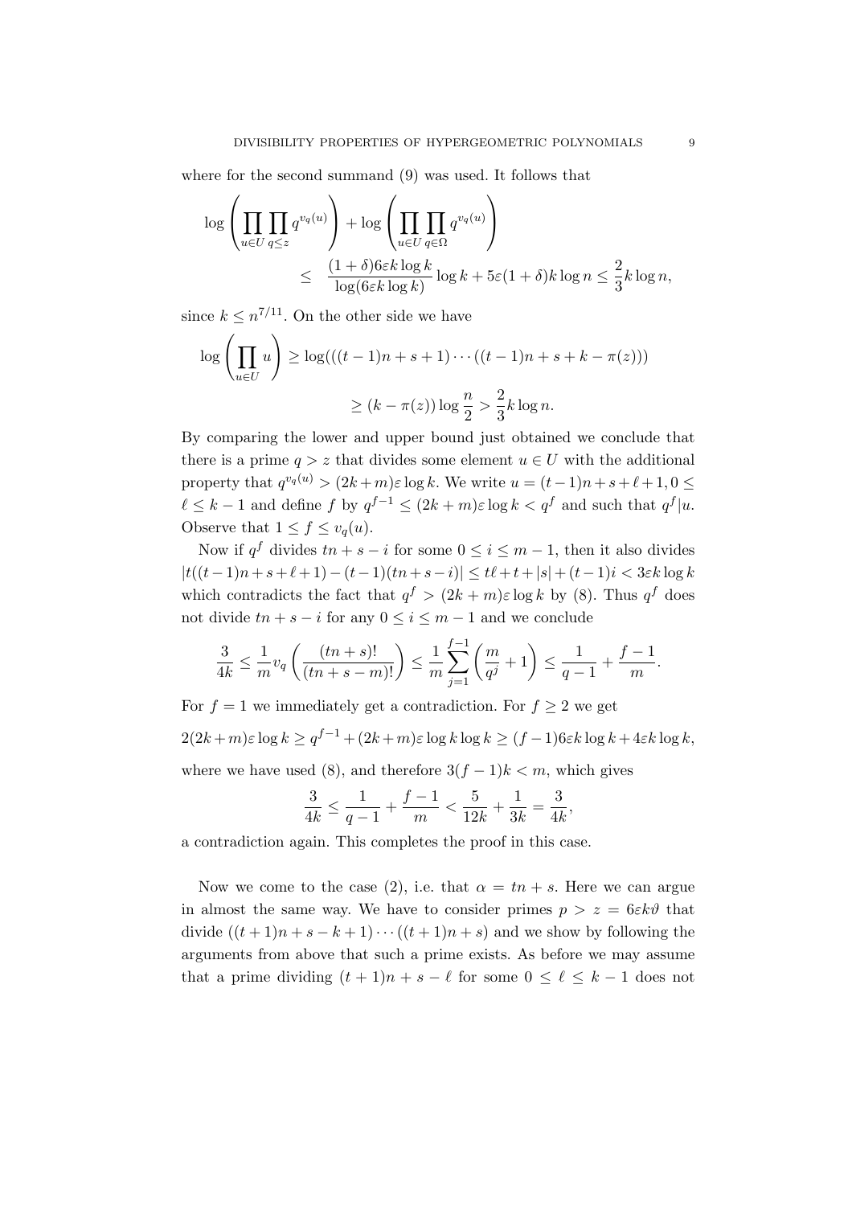where for the second summand (9) was used. It follows that

$$\log\left(\prod_{u\in U}\prod_{q\le z} q^{v_q(u)}\right) + \log\left(\prod_{u\in U}\prod_{q\in\Omega} q^{v_q(u)}\right)$$
$$\le \frac{(1+\delta)6\varepsilon k\log k}{\log(6\varepsilon k\log k)}\log k + 5\varepsilon(1+\delta)k\log n \le \frac{2}{3}k\log n,$$

since $k\le n^{7/11}$. On the other side we have

$$\log\left(\prod_{u\in U} u\right) \ge \log(((t-1)n+s+1)\cdots((t-1)n+s+k-\pi(z)))$$
$$\ge (k-\pi(z))\log\frac{n}{2} > \frac{2}{3}k\log n.$$

By comparing the lower and upper bound just obtained we conclude that there is a prime $q>z$ that divides some element $u\in U$ with the additional property that $q^{v_q(u)} > (2k+m)\varepsilon\log k$. We write $u=(t-1)n+s+\ell+1, 0\le \ell\le k-1$ and define $f$ by $q^{f-1}\le (2k+m)\varepsilon\log k < q^f$ and such that $q^f|u$. Observe that $1\le f\le v_q(u)$.

Now if $q^f$ divides $tn+s-i$ for some $0\le i\le m-1$, then it also divides $|t((t-1)n+s+\ell+1)-(t-1)(tn+s-i)| \le t\ell+t+|s|+(t-1)i < 3\varepsilon k\log k$ which contradicts the fact that $q^f > (2k+m)\varepsilon\log k$ by (8). Thus $q^f$ does not divide $tn+s-i$ for any $0\le i\le m-1$ and we conclude

$$\frac{3}{4k}\le \frac{1}{m}v_q\left(\frac{(tn+s)!}{(tn+s-m)!}\right) \le \frac{1}{m}\sum_{j=1}^{f-1}\left(\frac{m}{q^j}+1\right) \le \frac{1}{q-1}+\frac{f-1}{m}.$$

For $f=1$ we immediately get a contradiction. For $f\ge 2$ we get

$$2(2k+m)\varepsilon\log k \ge q^{f-1} + (2k+m)\varepsilon\log k\log k \ge (f-1)6\varepsilon k\log k + 4\varepsilon k\log k,$$

where we have used (8), and therefore $3(f-1)k<m$, which gives

$$\frac{3}{4k}\le \frac{1}{q-1}+\frac{f-1}{m} < \frac{5}{12k}+\frac{1}{3k} = \frac{3}{4k},$$

a contradiction again. This completes the proof in this case.

Now we come to the case (2), i.e. that $\alpha = tn+s$. Here we can argue in almost the same way. We have to consider primes $p>z=6\varepsilon k\vartheta$ that divide $((t+1)n+s-k+1)\cdots((t+1)n+s)$ and we show by following the arguments from above that such a prime exists. As before we may assume that a prime dividing $(t+1)n+s-\ell$ for some $0\le\ell\le k-1$ does not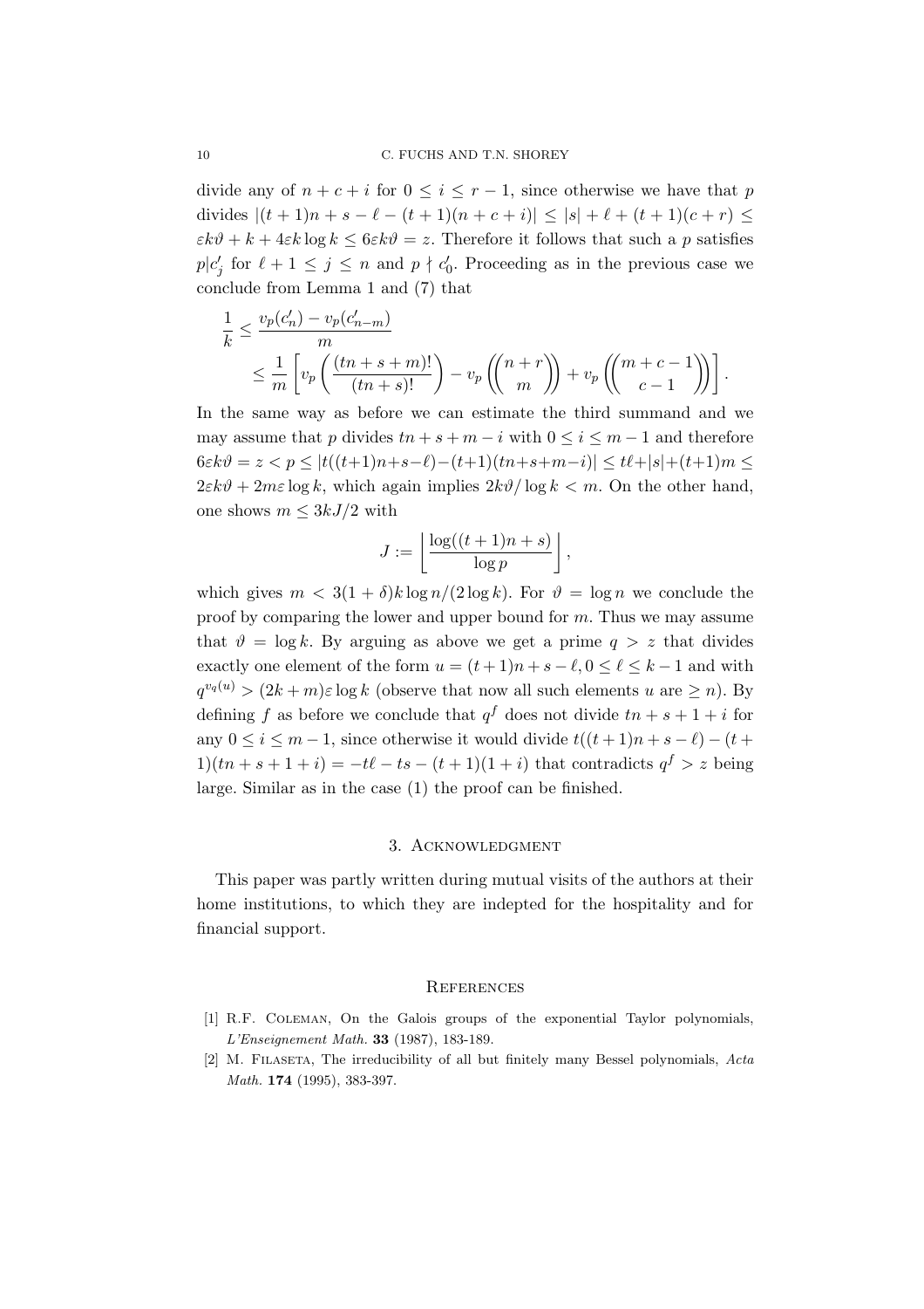divide any of $n+c+i$ for $0 \le i \le r-1$, since otherwise we have that $p$ divides $|(t+1)n+s-\ell-(t+1)(n+c+i)| \le |s|+\ell+(t+1)(c+r) \le \varepsilon k\vartheta + k + 4\varepsilon k \log k \le 6\varepsilon k\vartheta = z$. Therefore it follows that such a $p$ satisfies $p|c'_j$ for $\ell+1 \le j \le n$ and $p \nmid c'_0$. Proceeding as in the previous case we conclude from Lemma 1 and (7) that

$$\begin{aligned}\frac{1}{k} &\le \frac{v_p(c'_n)-v_p(c'_{n-m})}{m}\\ &\le \frac{1}{m}\left[v_p\left(\frac{(tn+s+m)!}{(tn+s)!}\right)-v_p\left(\binom{n+r}{m}\right)+v_p\left(\binom{m+c-1}{c-1}\right)\right].\end{aligned}$$

In the same way as before we can estimate the third summand and we may assume that $p$ divides $tn+s+m-i$ with $0 \le i \le m-1$ and therefore $6\varepsilon k\vartheta = z < p \le |t((t+1)n+s-\ell)-(t+1)(tn+s+m-i)| \le t\ell+|s|+(t+1)m \le 2\varepsilon k\vartheta + 2m\varepsilon \log k$, which again implies $2k\vartheta/\log k < m$. On the other hand, one shows $m \le 3kJ/2$ with

$$J := \left\lfloor \frac{\log((t+1)n+s)}{\log p} \right\rfloor,$$

which gives $m < 3(1+\delta)k\log n/(2\log k)$. For $\vartheta = \log n$ we conclude the proof by comparing the lower and upper bound for $m$. Thus we may assume that $\vartheta = \log k$. By arguing as above we get a prime $q > z$ that divides exactly one element of the form $u = (t+1)n+s-\ell, 0 \le \ell \le k-1$ and with $q^{v_q(u)} > (2k+m)\varepsilon \log k$ (observe that now all such elements $u$ are $\ge n$). By defining $f$ as before we conclude that $q^f$ does not divide $tn+s+1+i$ for any $0 \le i \le m-1$, since otherwise it would divide $t((t+1)n+s-\ell)-(t+1)(tn+s+1+i) = -t\ell - ts - (t+1)(1+i)$ that contradicts $q^f > z$ being large. Similar as in the case (1) the proof can be finished.

## 3. Acknowledgment

This paper was partly written during mutual visits of the authors at their home institutions, to which they are indepted for the hospitality and for financial support.

## References

[1] R.F. Coleman, On the Galois groups of the exponential Taylor polynomials, *L'Enseignement Math.* **33** (1987), 183-189.

[2] M. Filaseta, The irreducibility of all but finitely many Bessel polynomials, *Acta Math.* **174** (1995), 383-397.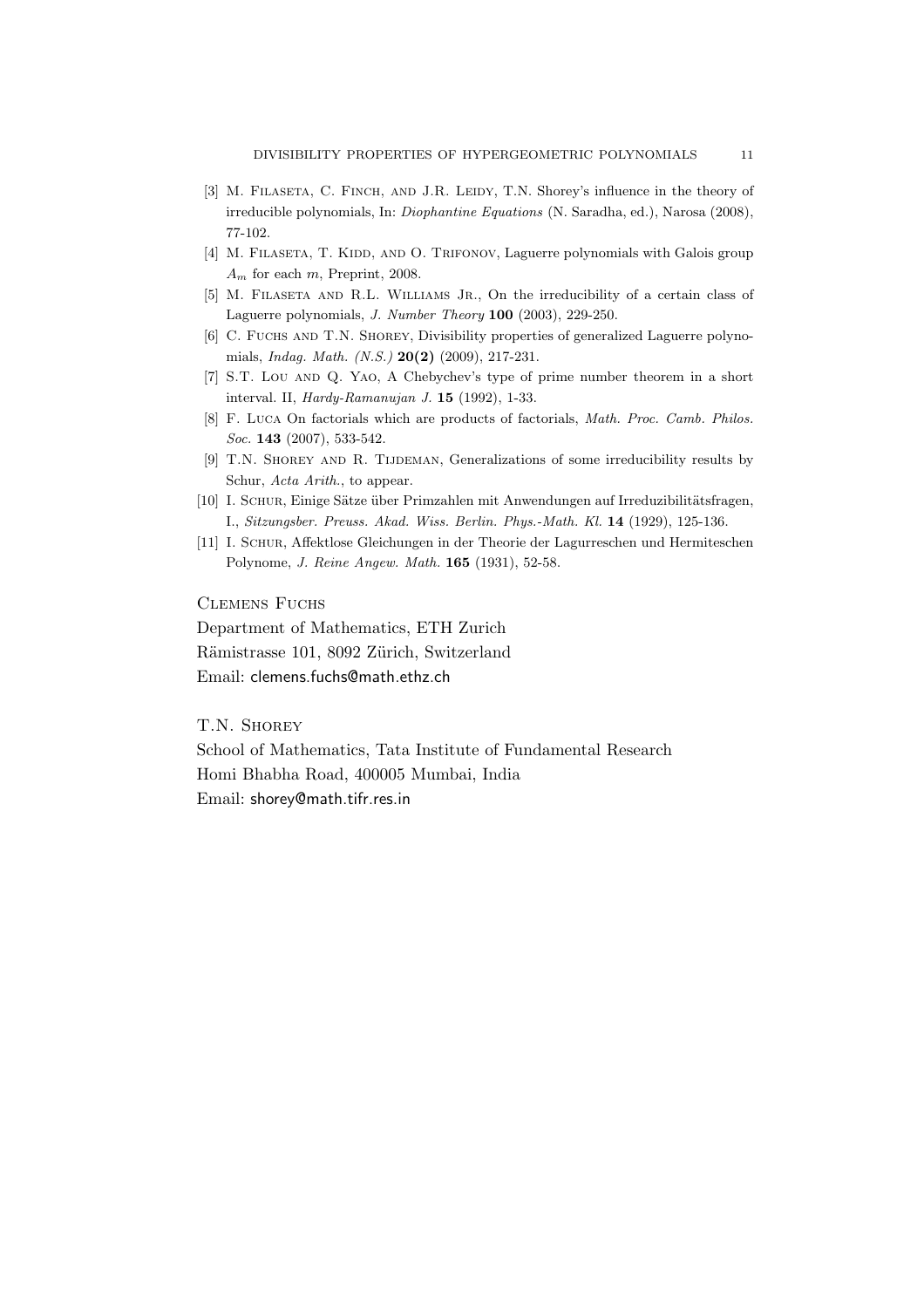[3] M. Filaseta, C. Finch, and J.R. Leidy, T.N. Shorey's influence in the theory of irreducible polynomials, In: *Diophantine Equations* (N. Saradha, ed.), Narosa (2008), 77-102.

[4] M. Filaseta, T. Kidd, and O. Trifonov, Laguerre polynomials with Galois group $A_m$ for each $m$, Preprint, 2008.

[5] M. Filaseta and R.L. Williams Jr., On the irreducibility of a certain class of Laguerre polynomials, *J. Number Theory* **100** (2003), 229-250.

[6] C. Fuchs and T.N. Shorey, Divisibility properties of generalized Laguerre polynomials, *Indag. Math. (N.S.)* **20(2)** (2009), 217-231.

[7] S.T. Lou and Q. Yao, A Chebychev's type of prime number theorem in a short interval. II, *Hardy-Ramanujan J.* **15** (1992), 1-33.

[8] F. Luca On factorials which are products of factorials, *Math. Proc. Camb. Philos. Soc.* **143** (2007), 533-542.

[9] T.N. Shorey and R. Tijdeman, Generalizations of some irreducibility results by Schur, *Acta Arith.*, to appear.

[10] I. Schur, Einige Sätze über Primzahlen mit Anwendungen auf Irreduzibilitätsfragen, I., *Sitzungsber. Preuss. Akad. Wiss. Berlin. Phys.-Math. Kl.* **14** (1929), 125-136.

[11] I. Schur, Affektlose Gleichungen in der Theorie der Lagurreschen und Hermiteschen Polynome, *J. Reine Angew. Math.* **165** (1931), 52-58.

Clemens Fuchs
Department of Mathematics, ETH Zurich
Rämistrasse 101, 8092 Zürich, Switzerland
Email: clemens.fuchs@math.ethz.ch

T.N. Shorey
School of Mathematics, Tata Institute of Fundamental Research
Homi Bhabha Road, 400005 Mumbai, India
Email: shorey@math.tifr.res.in